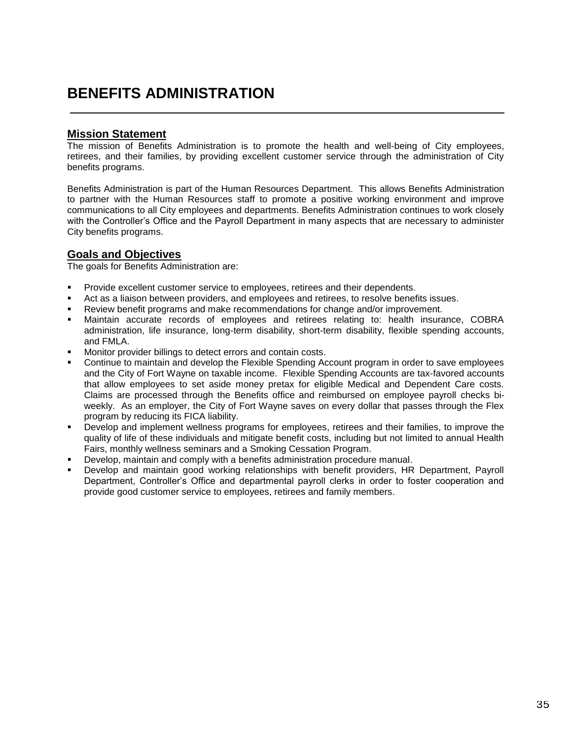# BENEFITS ADMINISTRATION

## Mission Statement

The mission of Benefits Administration is to promote the health and well-being of City employees, retirees, and their families, by providing excellent customer service through the administration of City benefits programs.

Benefits Administration is part of the Human Resources Department. This allows Benefits Administration to partner with the Human Resources staff to promote a positive working environment and improve communications to all City employees and departments. Benefits Administration continues to work closely with the Controller's Office and the Payroll Department in many aspects that are necessary to administer City benefits programs.

## Goals and Objectives

The goals for Benefits Administration are:

- Provide excellent customer service to employees, retirees and their dependents.
- Act as a liaison between providers, and employees and retirees, to resolve benefits issues.
- Review benefit programs and make recommendations for change and/or improvement.
- Maintain accurate records of employees and retirees relating to: health insurance, COBRA administration, life insurance, long-term disability, short-term disability, flexible spending accounts, and FMLA.
- Monitor provider billings to detect errors and contain costs.
- Continue to maintain and develop the Flexible Spending Account program in order to save employees and the City of Fort Wayne on taxable income. Flexible Spending Accounts are tax-favored accounts that allow employees to set aside money pretax for eligible Medical and Dependent Care costs. Claims are processed through the Benefits office and reimbursed on employee payroll checks bi-weekly. As an employer, the City of Fort Wayne saves on every dollar that passes through the Flex program by reducing its FICA liability.
- Develop and implement wellness programs for employees, retirees and their families, to improve the quality of life of these individuals and mitigate benefit costs, including but not limited to annual Health Fairs, monthly wellness seminars and a Smoking Cessation Program.
- Develop, maintain and comply with a benefits administration procedure manual.
- Develop and maintain good working relationships with benefit providers, HR Department, Payroll Department, Controller's Office and departmental payroll clerks in order to foster cooperation and provide good customer service to employees, retirees and family members.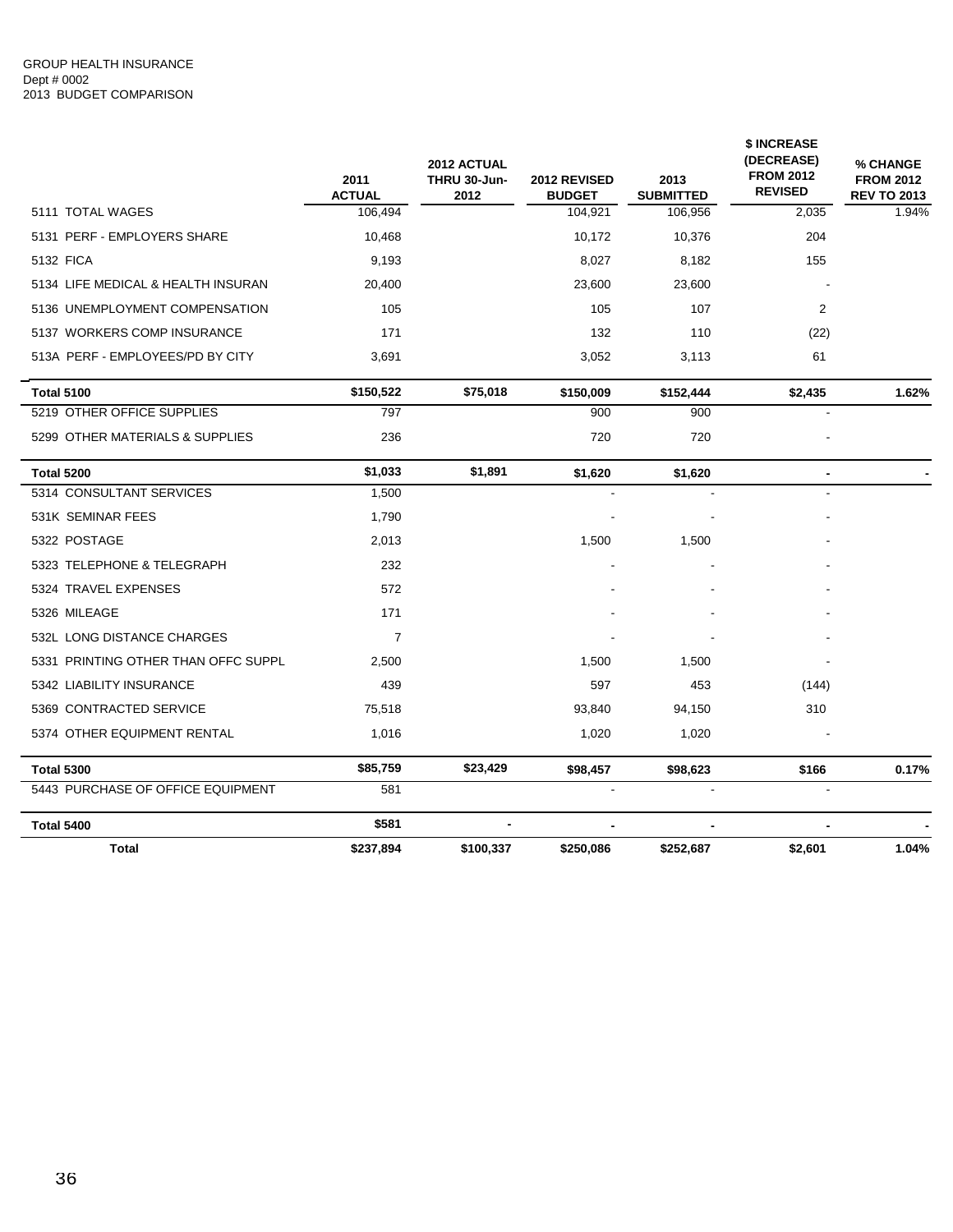GROUP HEALTH INSURANCE
Dept # 0002
2013 BUDGET COMPARISON

| | 2011 ACTUAL | 2012 ACTUAL THRU 30-Jun-2012 | 2012 REVISED BUDGET | 2013 SUBMITTED | $ INCREASE (DECREASE) FROM 2012 REVISED | % CHANGE FROM 2012 REV TO 2013 |
|---|---|---|---|---|---|---|
| 5111 TOTAL WAGES | 106,494 | | 104,921 | 106,956 | 2,035 | 1.94% |
| 5131 PERF - EMPLOYERS SHARE | 10,468 | | 10,172 | 10,376 | 204 | |
| 5132 FICA | 9,193 | | 8,027 | 8,182 | 155 | |
| 5134 LIFE MEDICAL & HEALTH INSURAN | 20,400 | | 23,600 | 23,600 | - | |
| 5136 UNEMPLOYMENT COMPENSATION | 105 | | 105 | 107 | 2 | |
| 5137 WORKERS COMP INSURANCE | 171 | | 132 | 110 | (22) | |
| 513A PERF - EMPLOYEES/PD BY CITY | 3,691 | | 3,052 | 3,113 | 61 | |
| **Total 5100** | **$150,522** | **$75,018** | **$150,009** | **$152,444** | **$2,435** | **1.62%** |
| 5219 OTHER OFFICE SUPPLIES | 797 | | 900 | 900 | - | |
| 5299 OTHER MATERIALS & SUPPLIES | 236 | | 720 | 720 | - | |
| **Total 5200** | **$1,033** | **$1,891** | **$1,620** | **$1,620** | **-** | **-** |
| 5314 CONSULTANT SERVICES | 1,500 | | - | - | - | |
| 531K SEMINAR FEES | 1,790 | | - | - | - | |
| 5322 POSTAGE | 2,013 | | 1,500 | 1,500 | - | |
| 5323 TELEPHONE & TELEGRAPH | 232 | | - | - | - | |
| 5324 TRAVEL EXPENSES | 572 | | - | - | - | |
| 5326 MILEAGE | 171 | | - | - | - | |
| 532L LONG DISTANCE CHARGES | 7 | | - | - | - | |
| 5331 PRINTING OTHER THAN OFFC SUPPL | 2,500 | | 1,500 | 1,500 | - | |
| 5342 LIABILITY INSURANCE | 439 | | 597 | 453 | (144) | |
| 5369 CONTRACTED SERVICE | 75,518 | | 93,840 | 94,150 | 310 | |
| 5374 OTHER EQUIPMENT RENTAL | 1,016 | | 1,020 | 1,020 | - | |
| **Total 5300** | **$85,759** | **$23,429** | **$98,457** | **$98,623** | **$166** | **0.17%** |
| 5443 PURCHASE OF OFFICE EQUIPMENT | 581 | | - | - | - | |
| **Total 5400** | **$581** | **-** | **-** | **-** | **-** | **-** |
| **Total** | **$237,894** | **$100,337** | **$250,086** | **$252,687** | **$2,601** | **1.04%** |